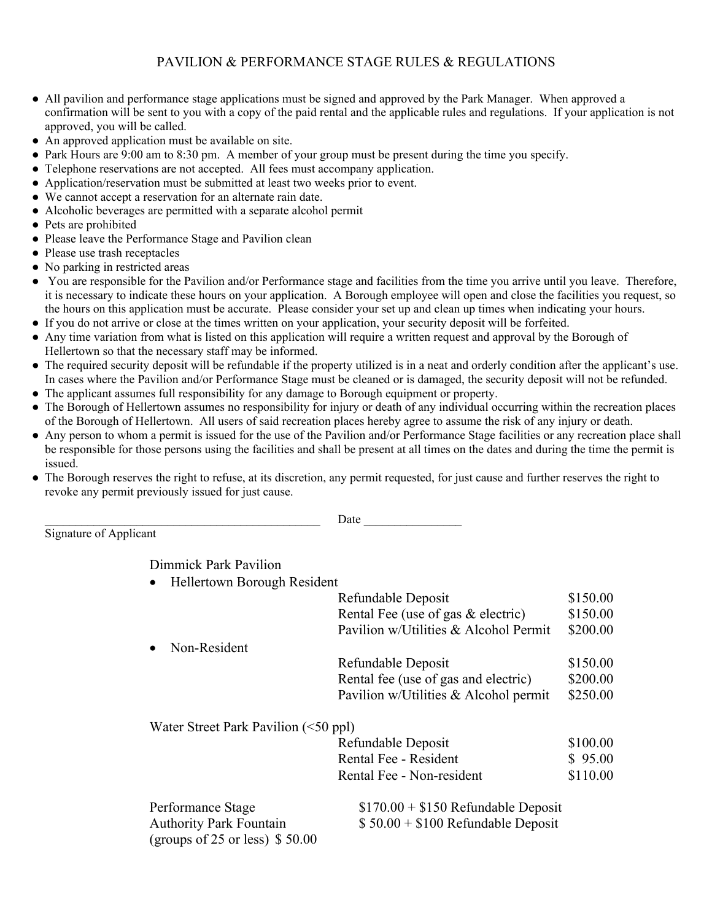# PAVILION & PERFORMANCE STAGE RULES & REGULATIONS

- All pavilion and performance stage applications must be signed and approved by the Park Manager. When approved a confirmation will be sent to you with a copy of the paid rental and the applicable rules and regulations. If your application is not approved, you will be called.
- An approved application must be available on site.
- Park Hours are 9:00 am to 8:30 pm. A member of your group must be present during the time you specify.
- Telephone reservations are not accepted. All fees must accompany application.
- Application/reservation must be submitted at least two weeks prior to event.
- We cannot accept a reservation for an alternate rain date.
- Alcoholic beverages are permitted with a separate alcohol permit
- Pets are prohibited
- Please leave the Performance Stage and Pavilion clean
- Please use trash receptacles
- No parking in restricted areas
- You are responsible for the Pavilion and/or Performance stage and facilities from the time you arrive until you leave. Therefore, it is necessary to indicate these hours on your application. A Borough employee will open and close the facilities you request, so the hours on this application must be accurate. Please consider your set up and clean up times when indicating your hours.
- If you do not arrive or close at the times written on your application, your security deposit will be forfeited.
- Any time variation from what is listed on this application will require a written request and approval by the Borough of Hellertown so that the necessary staff may be informed.
- The required security deposit will be refundable if the property utilized is in a neat and orderly condition after the applicant's use. In cases where the Pavilion and/or Performance Stage must be cleaned or is damaged, the security deposit will not be refunded.
- The applicant assumes full responsibility for any damage to Borough equipment or property.
- The Borough of Hellertown assumes no responsibility for injury or death of any individual occurring within the recreation places of the Borough of Hellertown. All users of said recreation places hereby agree to assume the risk of any injury or death.
- Any person to whom a permit is issued for the use of the Pavilion and/or Performance Stage facilities or any recreation place shall be responsible for those persons using the facilities and shall be present at all times on the dates and during the time the permit is issued.
- The Borough reserves the right to refuse, at its discretion, any permit requested, for just cause and further reserves the right to revoke any permit previously issued for just cause.

_______________________________________________ Date ________________

Signature of Applicant

Dimmick Park Pavilion

- Hellertown Borough Resident

| | |
|---|---|
| Refundable Deposit | $150.00 |
| Rental Fee (use of gas & electric) | $150.00 |
| Pavilion w/Utilities & Alcohol Permit | $200.00 |

- Non-Resident

| | |
|---|---|
| Refundable Deposit | $150.00 |
| Rental fee (use of gas and electric) | $200.00 |
| Pavilion w/Utilities & Alcohol permit | $250.00 |

Water Street Park Pavilion (<50 ppl)

| | |
|---|---|
| Refundable Deposit | $100.00 |
| Rental Fee - Resident | $ 95.00 |
| Rental Fee - Non-resident | $110.00 |

Performance Stage $170.00 + $150 Refundable Deposit

Authority Park Fountain $ 50.00 + $100 Refundable Deposit

(groups of 25 or less) $ 50.00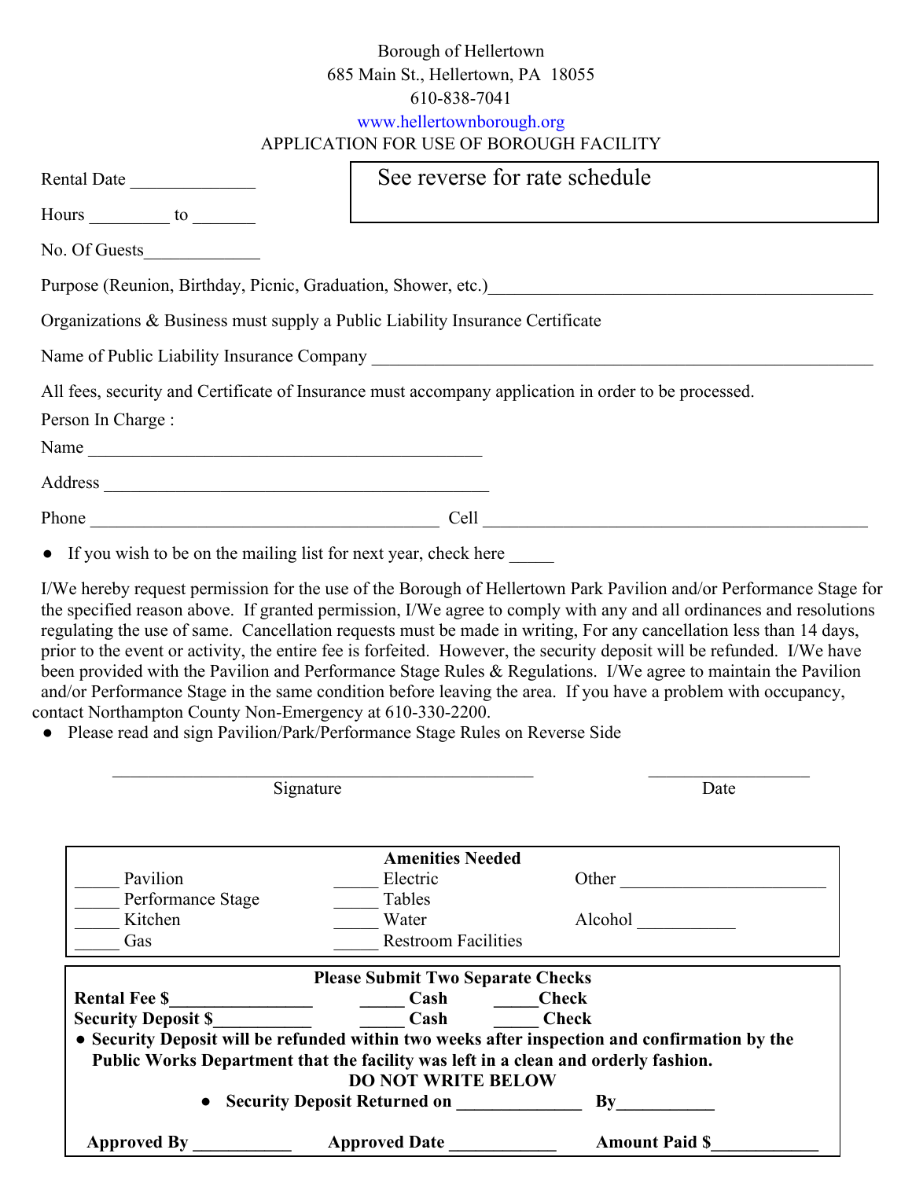Borough of Hellertown
685 Main St., Hellertown, PA 18055
610-838-7041
www.hellertownborough.org

APPLICATION FOR USE OF BOROUGH FACILITY

Rental Date ______________

See reverse for rate schedule

Hours _________ to _______

No. Of Guests_____________

Purpose (Reunion, Birthday, Picnic, Graduation, Shower, etc.)_____________________________________________

Organizations & Business must supply a Public Liability Insurance Certificate

Name of Public Liability Insurance Company ___________________________________________________________

All fees, security and Certificate of Insurance must accompany application in order to be processed.

Person In Charge :

Name _____________________________________________

Address ____________________________________________

Phone ________________________________________ Cell ____________________________________________

- If you wish to be on the mailing list for next year, check here _____

I/We hereby request permission for the use of the Borough of Hellertown Park Pavilion and/or Performance Stage for the specified reason above. If granted permission, I/We agree to comply with any and all ordinances and resolutions regulating the use of same. Cancellation requests must be made in writing, For any cancellation less than 14 days, prior to the event or activity, the entire fee is forfeited. However, the security deposit will be refunded. I/We have been provided with the Pavilion and Performance Stage Rules & Regulations. I/We agree to maintain the Pavilion and/or Performance Stage in the same condition before leaving the area. If you have a problem with occupancy, contact Northampton County Non-Emergency at 610-330-2200.

- Please read and sign Pavilion/Park/Performance Stage Rules on Reverse Side

_________________________________________________ Signature

___________________ Date

**Amenities Needed**

_____ Pavilion
_____ Performance Stage
_____ Kitchen
_____ Gas

_____ Electric
_____ Tables
_____ Water
_____ Restroom Facilities

Other _______________________

Alcohol ___________

**Please Submit Two Separate Checks**

**Rental Fee $_______________ _____ Cash _____Check**

**Security Deposit $___________ _____ Cash _____ Check**

- **Security Deposit will be refunded within two weeks after inspection and confirmation by the Public Works Department that the facility was left in a clean and orderly fashion.**

**DO NOT WRITE BELOW**

- **Security Deposit Returned on ______________ By___________**

**Approved By ___________ Approved Date ____________ Amount Paid $____________**